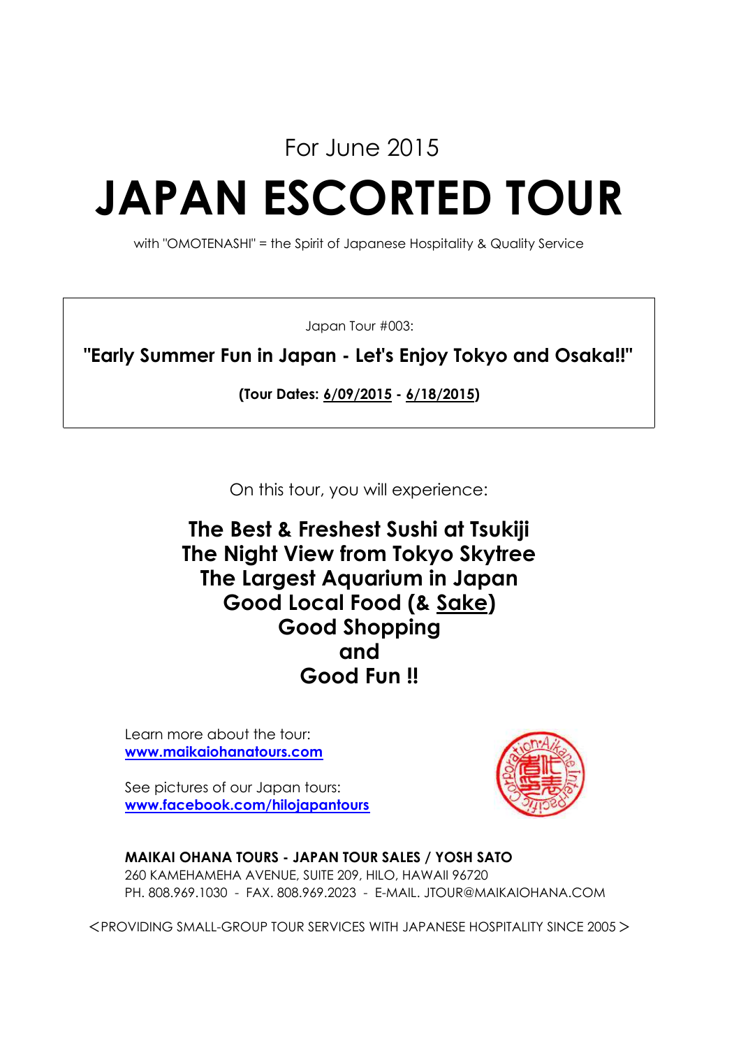For June 2015

# JAPAN ESCORTED TOUR

with "OMOTENASHI" = the Spirit of Japanese Hospitality & Quality Service

Japan Tour #003:

## "Early Summer Fun in Japan - Let's Enjoy Tokyo and Osaka!!"

**(Tour Dates: 6/09/2015 - 6/18/2015)**

On this tour, you will experience:

**The Best & Freshest Sushi at Tsukiji**
**The Night View from Tokyo Skytree**
**The Largest Aquarium in Japan**
**Good Local Food (& Sake)**
**Good Shopping**
**and**
**Good Fun !!**

Learn more about the tour:
**www.maikaiohanatours.com**

See pictures of our Japan tours:
**www.facebook.com/hilojapantours**

**MAIKAI OHANA TOURS - JAPAN TOUR SALES / YOSH SATO**
260 KAMEHAMEHA AVENUE, SUITE 209, HILO, HAWAII 96720
PH. 808.969.1030 - FAX. 808.969.2023 - E-MAIL. JTOUR@MAIKAIOHANA.COM

＜PROVIDING SMALL-GROUP TOUR SERVICES WITH JAPANESE HOSPITALITY SINCE 2005＞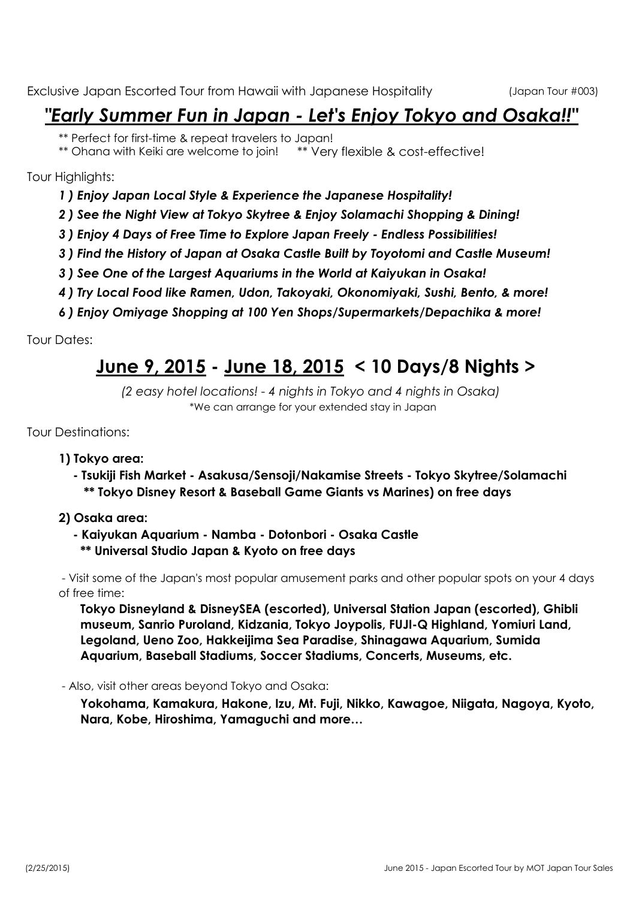Exclusive Japan Escorted Tour from Hawaii with Japanese Hospitality (Japan Tour #003)

# ***"Early Summer Fun in Japan - Let's Enjoy Tokyo and Osaka!!"***

** Perfect for first-time & repeat travelers to Japan!
** Ohana with Keiki are welcome to join! ** Very flexible & cost-effective!

Tour Highlights:

***1 ) Enjoy Japan Local Style & Experience the Japanese Hospitality!***

***2 ) See the Night View at Tokyo Skytree & Enjoy Solamachi Shopping & Dining!***

***3 ) Enjoy 4 Days of Free Time to Explore Japan Freely - Endless Possibilities!***

***3 ) Find the History of Japan at Osaka Castle Built by Toyotomi and Castle Museum!***

***3 ) See One of the Largest Aquariums in the World at Kaiyukan in Osaka!***

***4 ) Try Local Food like Ramen, Udon, Takoyaki, Okonomiyaki, Sushi, Bento, & more!***

***6 ) Enjoy Omiyage Shopping at 100 Yen Shops/Supermarkets/Depachika & more!***

Tour Dates:

## June 9, 2015 - June 18, 2015 < 10 Days/8 Nights >

*(2 easy hotel locations! - 4 nights in Tokyo and 4 nights in Osaka)*
*We can arrange for your extended stay in Japan

Tour Destinations:

**1) Tokyo area:**

**- Tsukiji Fish Market - Asakusa/Sensoji/Nakamise Streets - Tokyo Skytree/Solamachi**
**** Tokyo Disney Resort & Baseball Game Giants vs Marines) on free days**

**2) Osaka area:**

**- Kaiyukan Aquarium - Namba - Dotonbori - Osaka Castle**
**** Universal Studio Japan & Kyoto on free days**

- Visit some of the Japan's most popular amusement parks and other popular spots on your 4 days of free time:

**Tokyo Disneyland & DisneySEA (escorted), Universal Station Japan (escorted), Ghibli museum, Sanrio Puroland, Kidzania, Tokyo Joypolis, FUJI-Q Highland, Yomiuri Land, Legoland, Ueno Zoo, Hakkeijima Sea Paradise, Shinagawa Aquarium, Sumida Aquarium, Baseball Stadiums, Soccer Stadiums, Concerts, Museums, etc.**

- Also, visit other areas beyond Tokyo and Osaka:

**Yokohama, Kamakura, Hakone, Izu, Mt. Fuji, Nikko, Kawagoe, Niigata, Nagoya, Kyoto, Nara, Kobe, Hiroshima, Yamaguchi and more…**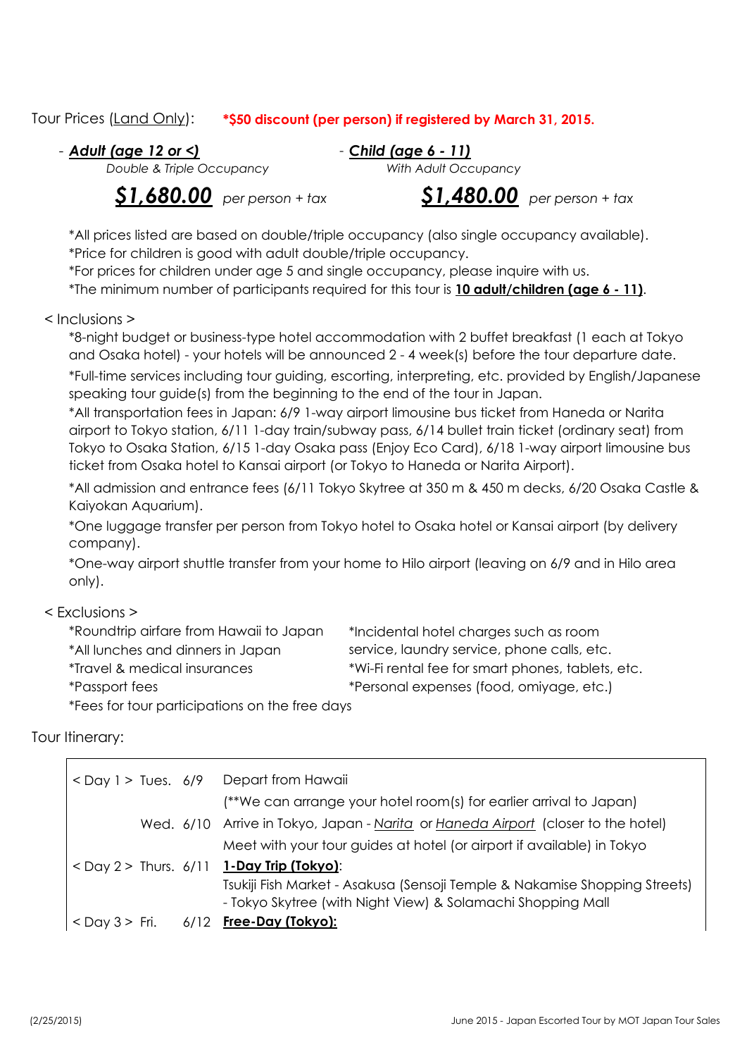Tour Prices (Land Only): **\*$50 discount (per person) if registered by March 31, 2015.**

- ***Adult (age 12 or <)***
  *Double & Triple Occupancy*
  ***$1,680.00*** *per person + tax*

- ***Child (age 6 - 11)***
  *With Adult Occupancy*
  ***$1,480.00*** *per person + tax*

*All prices listed are based on double/triple occupancy (also single occupancy available).
*Price for children is good with adult double/triple occupancy.
*For prices for children under age 5 and single occupancy, please inquire with us.
*The minimum number of participants required for this tour is **10 adult/children (age 6 - 11)**.

< Inclusions >

*8-night budget or business-type hotel accommodation with 2 buffet breakfast (1 each at Tokyo and Osaka hotel) - your hotels will be announced 2 - 4 week(s) before the tour departure date.

*Full-time services including tour guiding, escorting, interpreting, etc. provided by English/Japanese speaking tour guide(s) from the beginning to the end of the tour in Japan.

*All transportation fees in Japan: 6/9 1-way airport limousine bus ticket from Haneda or Narita airport to Tokyo station, 6/11 1-day train/subway pass, 6/14 bullet train ticket (ordinary seat) from Tokyo to Osaka Station, 6/15 1-day Osaka pass (Enjoy Eco Card), 6/18 1-way airport limousine bus ticket from Osaka hotel to Kansai airport (or Tokyo to Haneda or Narita Airport).

*All admission and entrance fees (6/11 Tokyo Skytree at 350 m & 450 m decks, 6/20 Osaka Castle & Kaiyokan Aquarium).

*One luggage transfer per person from Tokyo hotel to Osaka hotel or Kansai airport (by delivery company).

*One-way airport shuttle transfer from your home to Hilo airport (leaving on 6/9 and in Hilo area only).

< Exclusions >

*Roundtrip airfare from Hawaii to Japan
*All lunches and dinners in Japan
*Travel & medical insurances
*Passport fees
*Fees for tour participations on the free days
*Incidental hotel charges such as room service, laundry service, phone calls, etc.
*Wi-Fi rental fee for smart phones, tablets, etc.
*Personal expenses (food, omiyage, etc.)

Tour Itinerary:

| | | |
|---|---|---|
| < Day 1 > Tues. | 6/9 | Depart from Hawaii |
| | | (**We can arrange your hotel room(s) for earlier arrival to Japan) |
| Wed. | 6/10 | Arrive in Tokyo, Japan - *Narita* or *Haneda Airport* (closer to the hotel) |
| | | Meet with your tour guides at hotel (or airport if available) in Tokyo |
| < Day 2 > Thurs. | 6/11 | **1-Day Trip (Tokyo)**: |
| | | Tsukiji Fish Market - Asakusa (Sensoji Temple & Nakamise Shopping Streets) - Tokyo Skytree (with Night View) & Solamachi Shopping Mall |
| < Day 3 > Fri. | 6/12 | **Free-Day (Tokyo):** |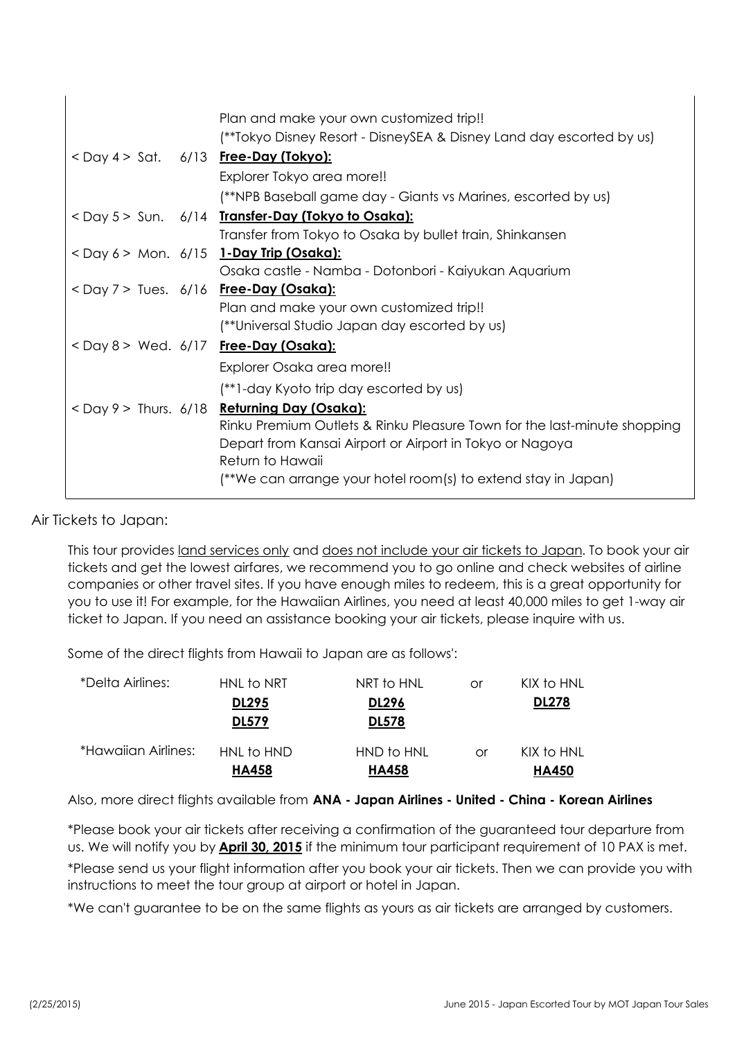| | |
|---|---|
| | Plan and make your own customized trip!! |
| | (**Tokyo Disney Resort - DisneySEA & Disney Land day escorted by us) |
| < Day 4 > Sat. 6/13 | **Free-Day (Tokyo):** |
| | Explorer Tokyo area more!! |
| | (**NPB Baseball game day - Giants vs Marines, escorted by us) |
| < Day 5 > Sun. 6/14 | **Transfer-Day (Tokyo to Osaka):** |
| | Transfer from Tokyo to Osaka by bullet train, Shinkansen |
| < Day 6 > Mon. 6/15 | **1-Day Trip (Osaka):** |
| | Osaka castle - Namba - Dotonbori - Kaiyukan Aquarium |
| < Day 7 > Tues. 6/16 | **Free-Day (Osaka):** |
| | Plan and make your own customized trip!! |
| | (**Universal Studio Japan day escorted by us) |
| < Day 8 > Wed. 6/17 | **Free-Day (Osaka):** |
| | Explorer Osaka area more!! |
| | (**1-day Kyoto trip day escorted by us) |
| < Day 9 > Thurs. 6/18 | **Returning Day (Osaka):** |
| | Rinku Premium Outlets & Rinku Pleasure Town for the last-minute shopping |
| | Depart from Kansai Airport or Airport in Tokyo or Nagoya |
| | Return to Hawaii |
| | (**We can arrange your hotel room(s) to extend stay in Japan) |

Air Tickets to Japan:

This tour provides land services only and does not include your air tickets to Japan. To book your air tickets and get the lowest airfares, we recommend you to go online and check websites of airline companies or other travel sites. If you have enough miles to redeem, this is a great opportunity for you to use it! For example, for the Hawaiian Airlines, you need at least 40,000 miles to get 1-way air ticket to Japan. If you need an assistance booking your air tickets, please inquire with us.

Some of the direct flights from Hawaii to Japan are as follows':

| | | | | |
|---|---|---|---|---|
| *Delta Airlines: | HNL to NRT | NRT to HNL | or | KIX to HNL |
| | **DL295** | **DL296** | | **DL278** |
| | **DL579** | **DL578** | | |
| *Hawaiian Airlines: | HNL to HND | HND to HNL | or | KIX to HNL |
| | **HA458** | **HA458** | | **HA450** |

Also, more direct flights available from **ANA - Japan Airlines - United - China - Korean Airlines**

*Please book your air tickets after receiving a confirmation of the guaranteed tour departure from us. We will notify you by **April 30, 2015** if the minimum tour participant requirement of 10 PAX is met.

*Please send us your flight information after you book your air tickets. Then we can provide you with instructions to meet the tour group at airport or hotel in Japan.

*We can't guarantee to be on the same flights as yours as air tickets are arranged by customers.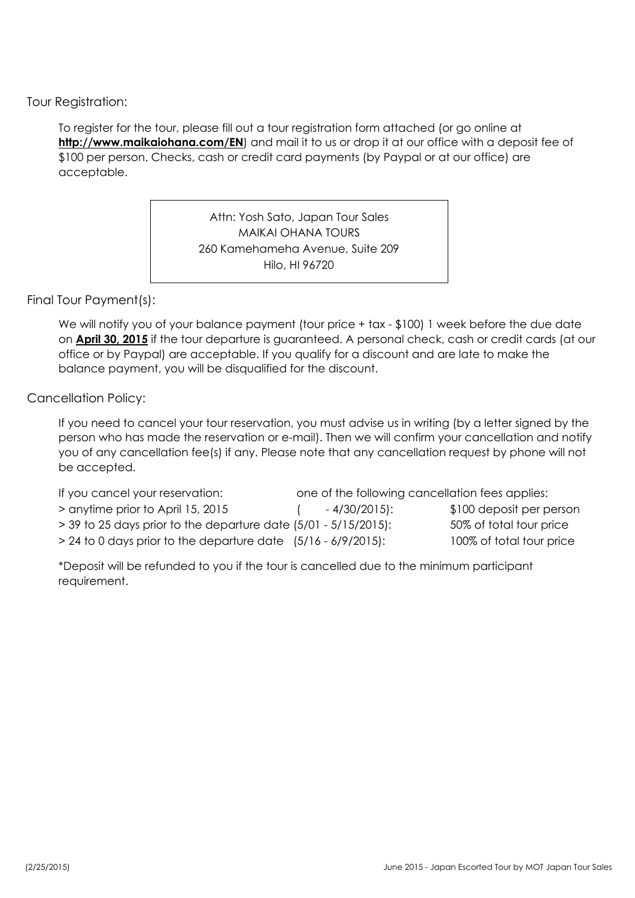## Tour Registration:

To register for the tour, please fill out a tour registration form attached (or go online at **http://www.maikaiohana.com/EN**) and mail it to us or drop it at our office with a deposit fee of $100 per person. Checks, cash or credit card payments (by Paypal or at our office) are acceptable.

> Attn: Yosh Sato, Japan Tour Sales
> MAIKAI OHANA TOURS
> 260 Kamehameha Avenue, Suite 209
> Hilo, HI 96720

## Final Tour Payment(s):

We will notify you of your balance payment (tour price + tax - $100) 1 week before the due date on **April 30, 2015** if the tour departure is guaranteed. A personal check, cash or credit cards (at our office or by Paypal) are acceptable. If you qualify for a discount and are late to make the balance payment, you will be disqualified for the discount.

## Cancellation Policy:

If you need to cancel your tour reservation, you must advise us in writing (by a letter signed by the person who has made the reservation or e-mail). Then we will confirm your cancellation and notify you of any cancellation fee(s) if any. Please note that any cancellation request by phone will not be accepted.

| If you cancel your reservation: | | one of the following cancellation fees applies: |
|---|---|---|
| > anytime prior to April 15, 2015 | ( - 4/30/2015): | $100 deposit per person |
| > 39 to 25 days prior to the departure date | (5/01 - 5/15/2015): | 50% of total tour price |
| > 24 to 0 days prior to the departure date | (5/16 - 6/9/2015): | 100% of total tour price |

*Deposit will be refunded to you if the tour is cancelled due to the minimum participant requirement.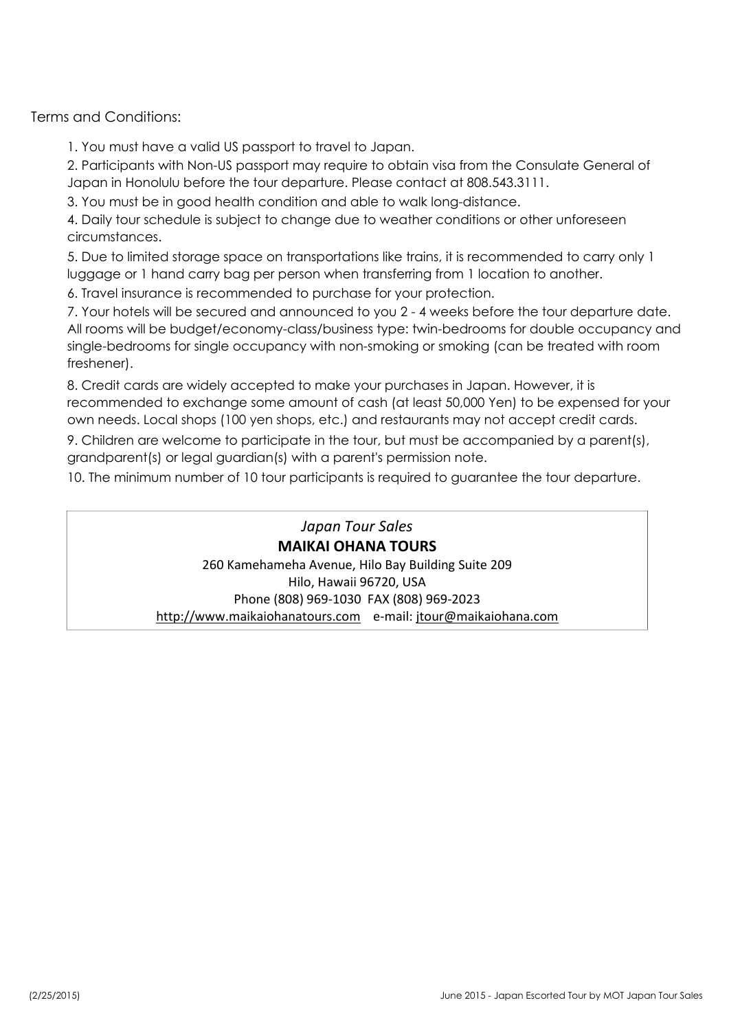Terms and Conditions:

1. You must have a valid US passport to travel to Japan.
2. Participants with Non-US passport may require to obtain visa from the Consulate General of Japan in Honolulu before the tour departure. Please contact at 808.543.3111.
3. You must be in good health condition and able to walk long-distance.
4. Daily tour schedule is subject to change due to weather conditions or other unforeseen circumstances.
5. Due to limited storage space on transportations like trains, it is recommended to carry only 1 luggage or 1 hand carry bag per person when transferring from 1 location to another.
6. Travel insurance is recommended to purchase for your protection.
7. Your hotels will be secured and announced to you 2 - 4 weeks before the tour departure date. All rooms will be budget/economy-class/business type: twin-bedrooms for double occupancy and single-bedrooms for single occupancy with non-smoking or smoking (can be treated with room freshener).
8. Credit cards are widely accepted to make your purchases in Japan. However, it is recommended to exchange some amount of cash (at least 50,000 Yen) to be expensed for your own needs. Local shops (100 yen shops, etc.) and restaurants may not accept credit cards.
9. Children are welcome to participate in the tour, but must be accompanied by a parent(s), grandparent(s) or legal guardian(s) with a parent's permission note.
10. The minimum number of 10 tour participants is required to guarantee the tour departure.

*Japan Tour Sales*

**MAIKAI OHANA TOURS**

260 Kamehameha Avenue, Hilo Bay Building Suite 209
Hilo, Hawaii 96720, USA
Phone (808) 969-1030 FAX (808) 969-2023
http://www.maikaiohanatours.com e-mail: jtour@maikaiohana.com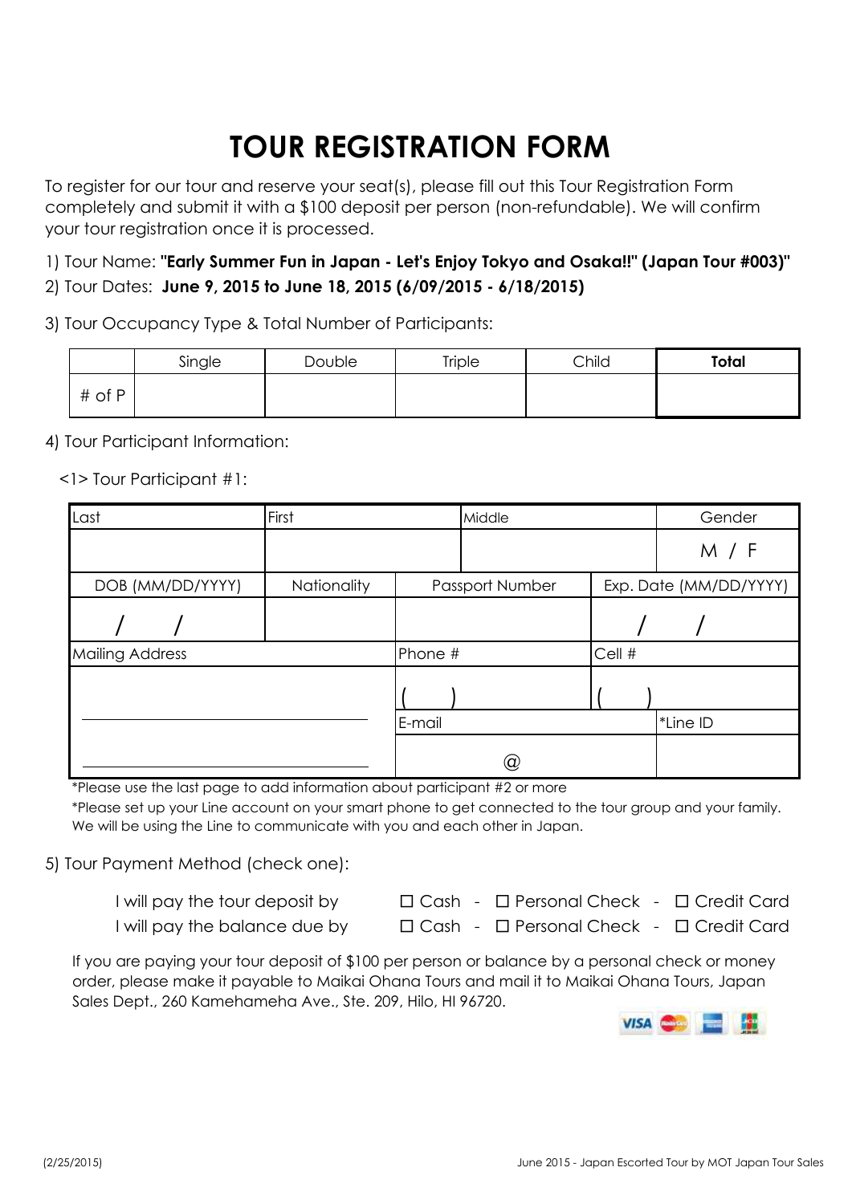# TOUR REGISTRATION FORM

To register for our tour and reserve your seat(s), please fill out this Tour Registration Form completely and submit it with a $100 deposit per person (non-refundable). We will confirm your tour registration once it is processed.

1) Tour Name: **"Early Summer Fun in Japan - Let's Enjoy Tokyo and Osaka!!" (Japan Tour #003)"**

2) Tour Dates: **June 9, 2015 to June 18, 2015 (6/09/2015 - 6/18/2015)**

3) Tour Occupancy Type & Total Number of Participants:

| | Single | Double | Triple | Child | **Total** |
|---|---|---|---|---|---|
| # of P | | | | | |

4) Tour Participant Information:

<1> Tour Participant #1:

| Last | First | Middle | Gender |
|---|---|---|---|
| | | | M / F |

| DOB (MM/DD/YYYY) | Nationality | Passport Number | Exp. Date (MM/DD/YYYY) |
|---|---|---|---|
| / / | | | / / |

| Mailing Address | Phone # | Cell # |
|---|---|---|
| | ( ) | ( ) |
| | E-mail | *Line ID |
| | @ | |

*Please use the last page to add information about participant #2 or more

*Please set up your Line account on your smart phone to get connected to the tour group and your family. We will be using the Line to communicate with you and each other in Japan.

5) Tour Payment Method (check one):

I will pay the tour deposit by ☐ Cash - ☐ Personal Check - ☐ Credit Card

I will pay the balance due by ☐ Cash - ☐ Personal Check - ☐ Credit Card

If you are paying your tour deposit of $100 per person or balance by a personal check or money order, please make it payable to Maikai Ohana Tours and mail it to Maikai Ohana Tours, Japan Sales Dept., 260 Kamehameha Ave., Ste. 209, Hilo, HI 96720.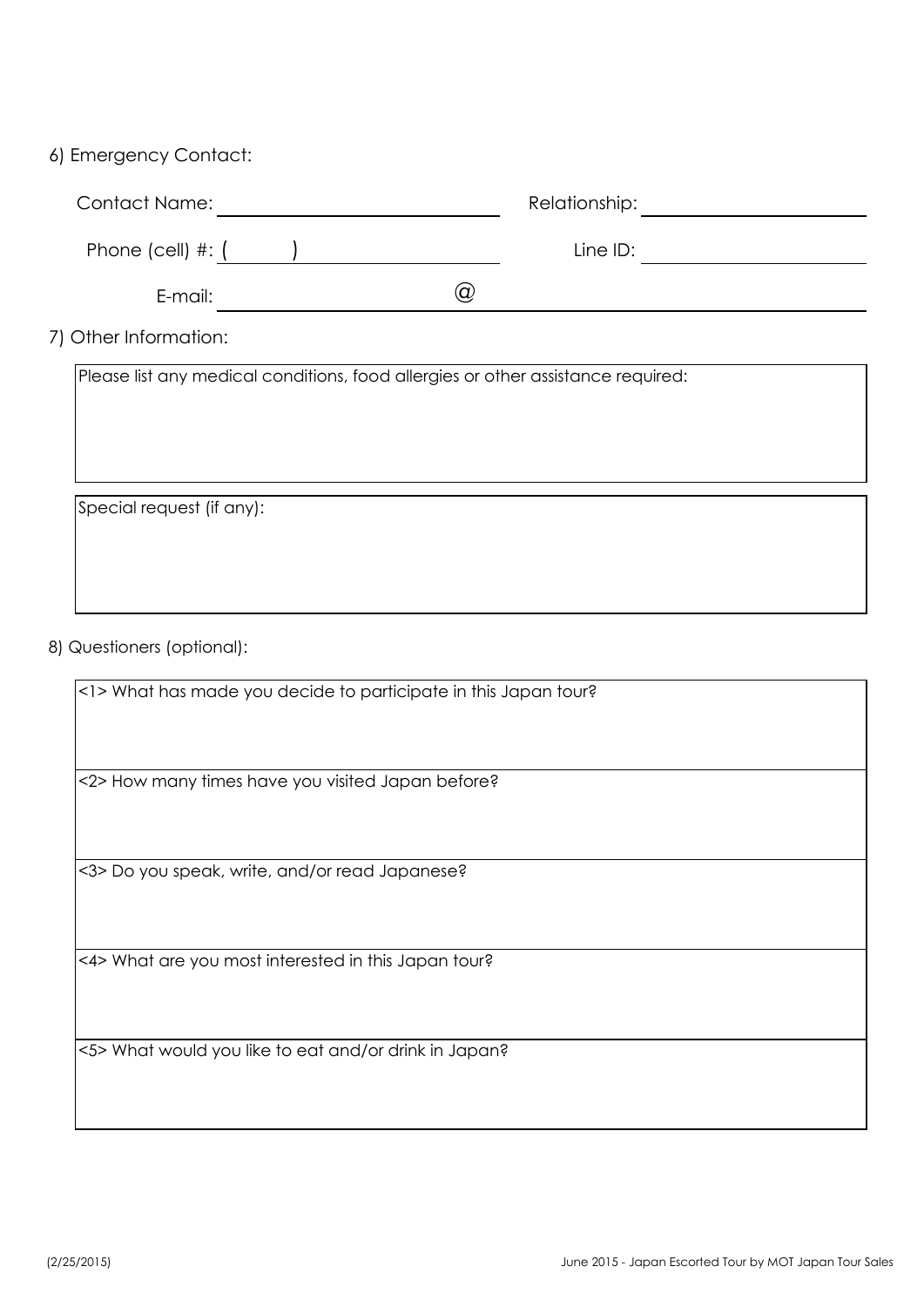6) Emergency Contact:

Contact Name: ______________________ Relationship: ______________________

Phone (cell) #: (      ) ______________________ Line ID: ______________________

E-mail: ______________________ @ ______________________

7) Other Information:

| Please list any medical conditions, food allergies or other assistance required: |
| --- |
| |

| Special request (if any): |
| --- |
| |

8) Questioners (optional):

| <1> What has made you decide to participate in this Japan tour? |
| --- |
| <2> How many times have you visited Japan before? |
| <3> Do you speak, write, and/or read Japanese? |
| <4> What are you most interested in this Japan tour? |
| <5> What would you like to eat and/or drink in Japan? |

(2/25/2015) June 2015 - Japan Escorted Tour by MOT Japan Tour Sales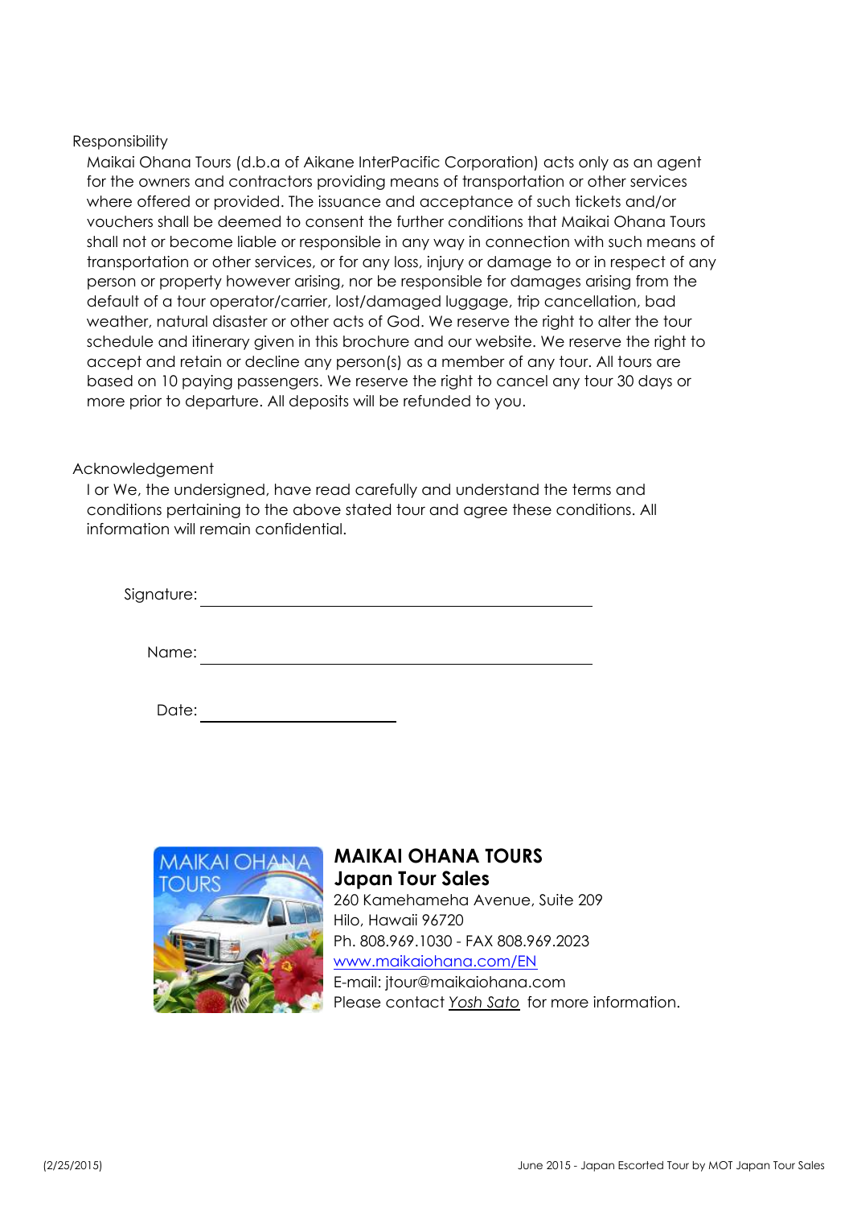## Responsibility

Maikai Ohana Tours (d.b.a of Aikane InterPacific Corporation) acts only as an agent for the owners and contractors providing means of transportation or other services where offered or provided. The issuance and acceptance of such tickets and/or vouchers shall be deemed to consent the further conditions that Maikai Ohana Tours shall not or become liable or responsible in any way in connection with such means of transportation or other services, or for any loss, injury or damage to or in respect of any person or property however arising, nor be responsible for damages arising from the default of a tour operator/carrier, lost/damaged luggage, trip cancellation, bad weather, natural disaster or other acts of God. We reserve the right to alter the tour schedule and itinerary given in this brochure and our website. We reserve the right to accept and retain or decline any person(s) as a member of any tour. All tours are based on 10 paying passengers. We reserve the right to cancel any tour 30 days or more prior to departure. All deposits will be refunded to you.

## Acknowledgement

I or We, the undersigned, have read carefully and understand the terms and conditions pertaining to the above stated tour and agree these conditions. All information will remain confidential.

Signature: ______________________________

Name: ______________________________

Date: _______________

**MAIKAI OHANA TOURS**
**Japan Tour Sales**
260 Kamehameha Avenue, Suite 209
Hilo, Hawaii 96720
Ph. 808.969.1030 - FAX 808.969.2023
www.maikaiohana.com/EN
E-mail: jtour@maikaiohana.com
Please contact *Yosh Sato* for more information.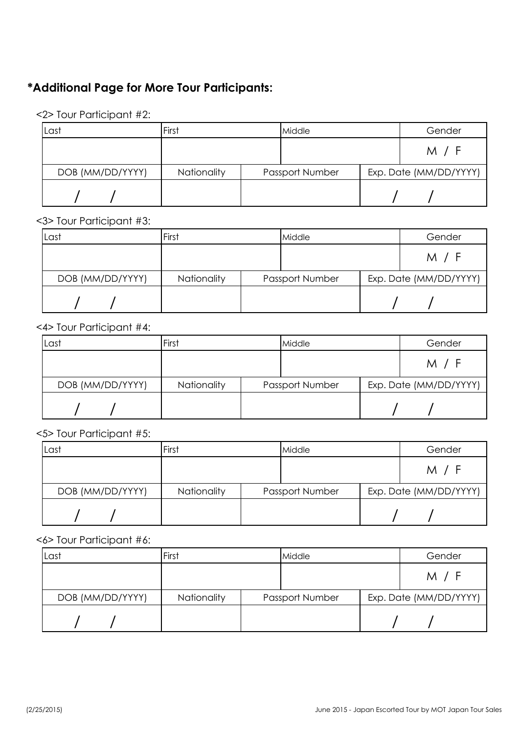## *Additional Page for More Tour Participants:

<2> Tour Participant #2:

| Last | First | Middle | Gender |
|---|---|---|---|
| | | | M / F |
| DOB (MM/DD/YYYY) | Nationality | Passport Number | Exp. Date (MM/DD/YYYY) |
| / / | | | / / |

<3> Tour Participant #3:

| Last | First | Middle | Gender |
|---|---|---|---|
| | | | M / F |
| DOB (MM/DD/YYYY) | Nationality | Passport Number | Exp. Date (MM/DD/YYYY) |
| / / | | | / / |

<4> Tour Participant #4:

| Last | First | Middle | Gender |
|---|---|---|---|
| | | | M / F |
| DOB (MM/DD/YYYY) | Nationality | Passport Number | Exp. Date (MM/DD/YYYY) |
| / / | | | / / |

<5> Tour Participant #5:

| Last | First | Middle | Gender |
|---|---|---|---|
| | | | M / F |
| DOB (MM/DD/YYYY) | Nationality | Passport Number | Exp. Date (MM/DD/YYYY) |
| / / | | | / / |

<6> Tour Participant #6:

| Last | First | Middle | Gender |
|---|---|---|---|
| | | | M / F |
| DOB (MM/DD/YYYY) | Nationality | Passport Number | Exp. Date (MM/DD/YYYY) |
| / / | | | / / |